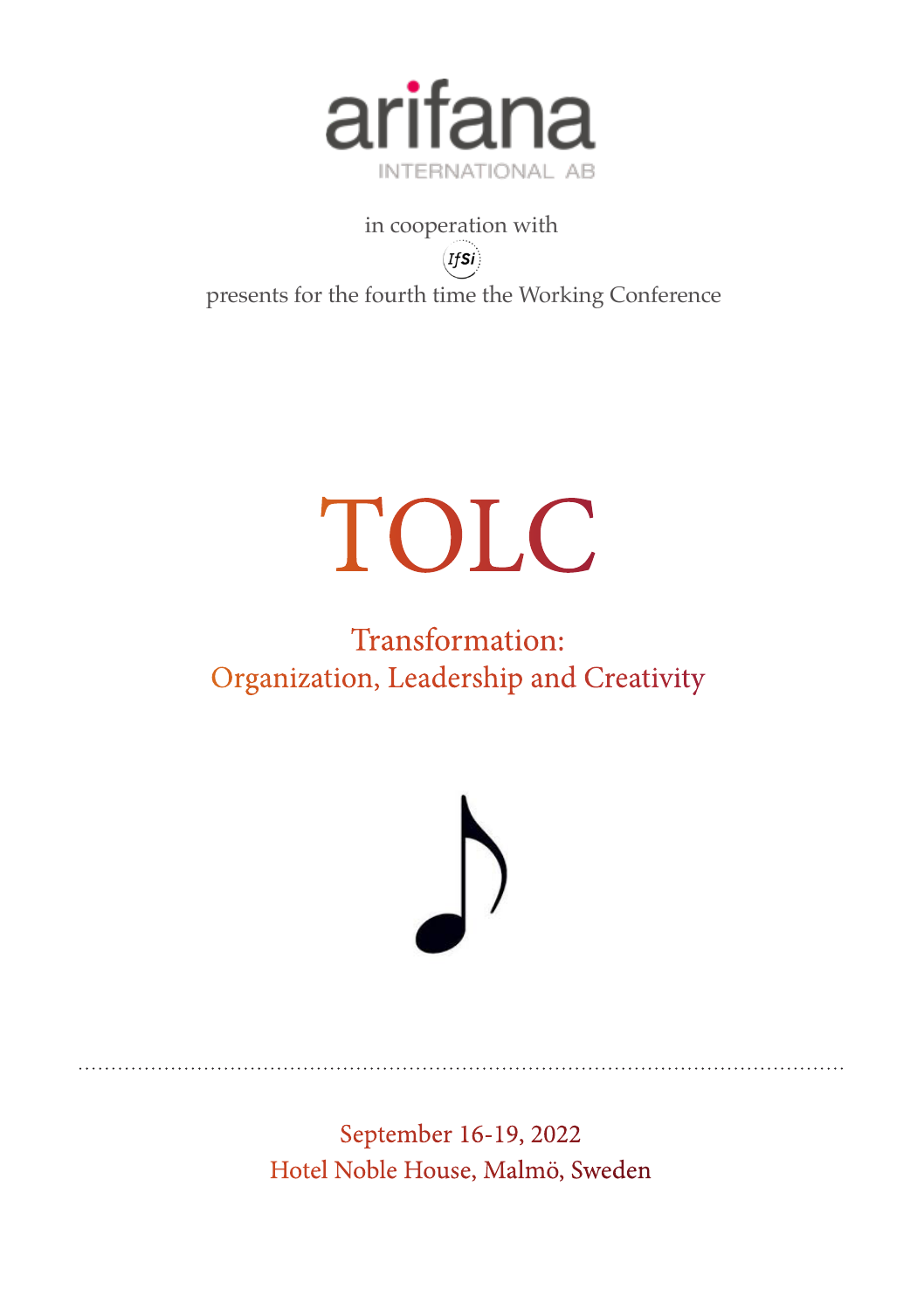arifana

INTERNATIONAL AB

in cooperation with

IfSi

presents for the fourth time the Working Conference

# TOLC

## Transformation:
## Organization, Leadership and Creativity

♪

---

September 16-19, 2022

Hotel Noble House, Malmö, Sweden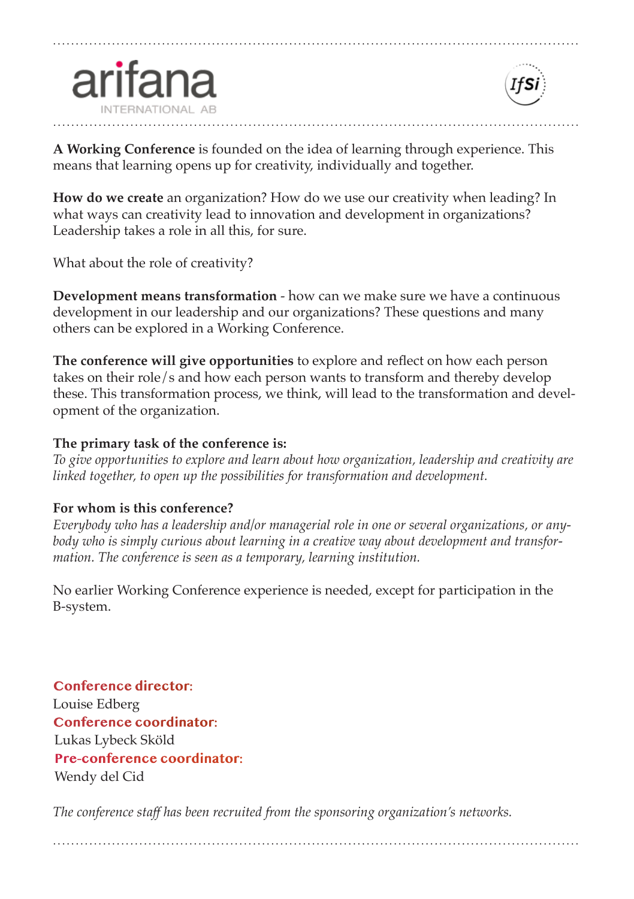**A Working Conference** is founded on the idea of learning through experience. This means that learning opens up for creativity, individually and together.

**How do we create** an organization? How do we use our creativity when leading? In what ways can creativity lead to innovation and development in organizations? Leadership takes a role in all this, for sure.

What about the role of creativity?

**Development means transformation** - how can we make sure we have a continuous development in our leadership and our organizations? These questions and many others can be explored in a Working Conference.

**The conference will give opportunities** to explore and reflect on how each person takes on their role/s and how each person wants to transform and thereby develop these. This transformation process, we think, will lead to the transformation and development of the organization.

**The primary task of the conference is:**
*To give opportunities to explore and learn about how organization, leadership and creativity are linked together, to open up the possibilities for transformation and development.*

**For whom is this conference?**
*Everybody who has a leadership and/or managerial role in one or several organizations, or anybody who is simply curious about learning in a creative way about development and transformation. The conference is seen as a temporary, learning institution.*

No earlier Working Conference experience is needed, except for participation in the B-system.

**Conference director:**
Louise Edberg
**Conference coordinator:**
Lukas Lybeck Sköld
**Pre-conference coordinator:**
Wendy del Cid

*The conference staff has been recruited from the sponsoring organization's networks.*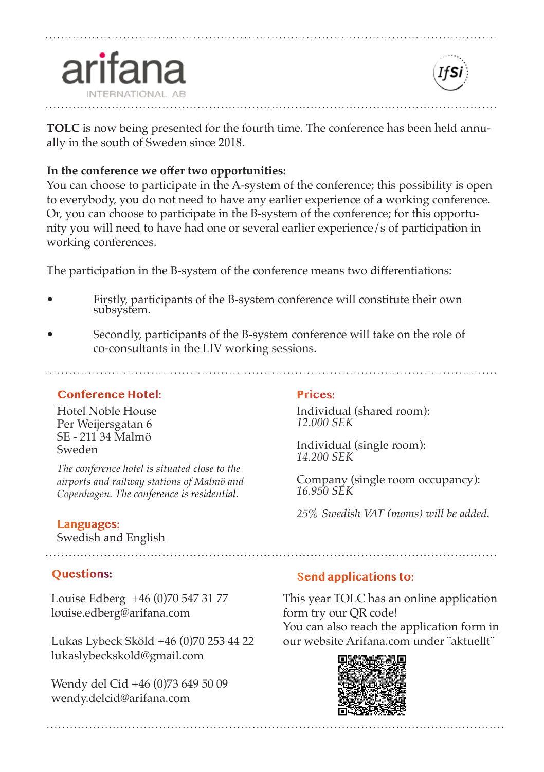arifana

INTERNATIONAL AB

IfSi

**TOLC** is now being presented for the fourth time. The conference has been held annually in the south of Sweden since 2018.

**In the conference we offer two opportunities:**
You can choose to participate in the A-system of the conference; this possibility is open to everybody, you do not need to have any earlier experience of a working conference. Or, you can choose to participate in the B-system of the conference; for this opportunity you will need to have had one or several earlier experience/s of participation in working conferences.

The participation in the B-system of the conference means two differentiations:

- Firstly, participants of the B-system conference will constitute their own subsystem.
- Secondly, participants of the B-system conference will take on the role of co-consultants in the LIV working sessions.

## Conference Hotel:

Hotel Noble House
Per Weijersgatan 6
SE - 211 34 Malmö
Sweden

*The conference hotel is situated close to the airports and railway stations of Malmö and Copenhagen. The conference is residential.*

## Languages:

Swedish and English

## Prices:

Individual (shared room):
*12.000 SEK*

Individual (single room):
*14.200 SEK*

Company (single room occupancy):
*16.950 SEK*

*25% Swedish VAT (moms) will be added.*

## Questions:

Louise Edberg +46 (0)70 547 31 77
louise.edberg@arifana.com

Lukas Lybeck Sköld +46 (0)70 253 44 22
lukaslybeckskold@gmail.com

Wendy del Cid +46 (0)73 649 50 09
wendy.delcid@arifana.com

## Send applications to:

This year TOLC has an online application form try our QR code!
You can also reach the application form in our website Arifana.com under ¨aktuellt¨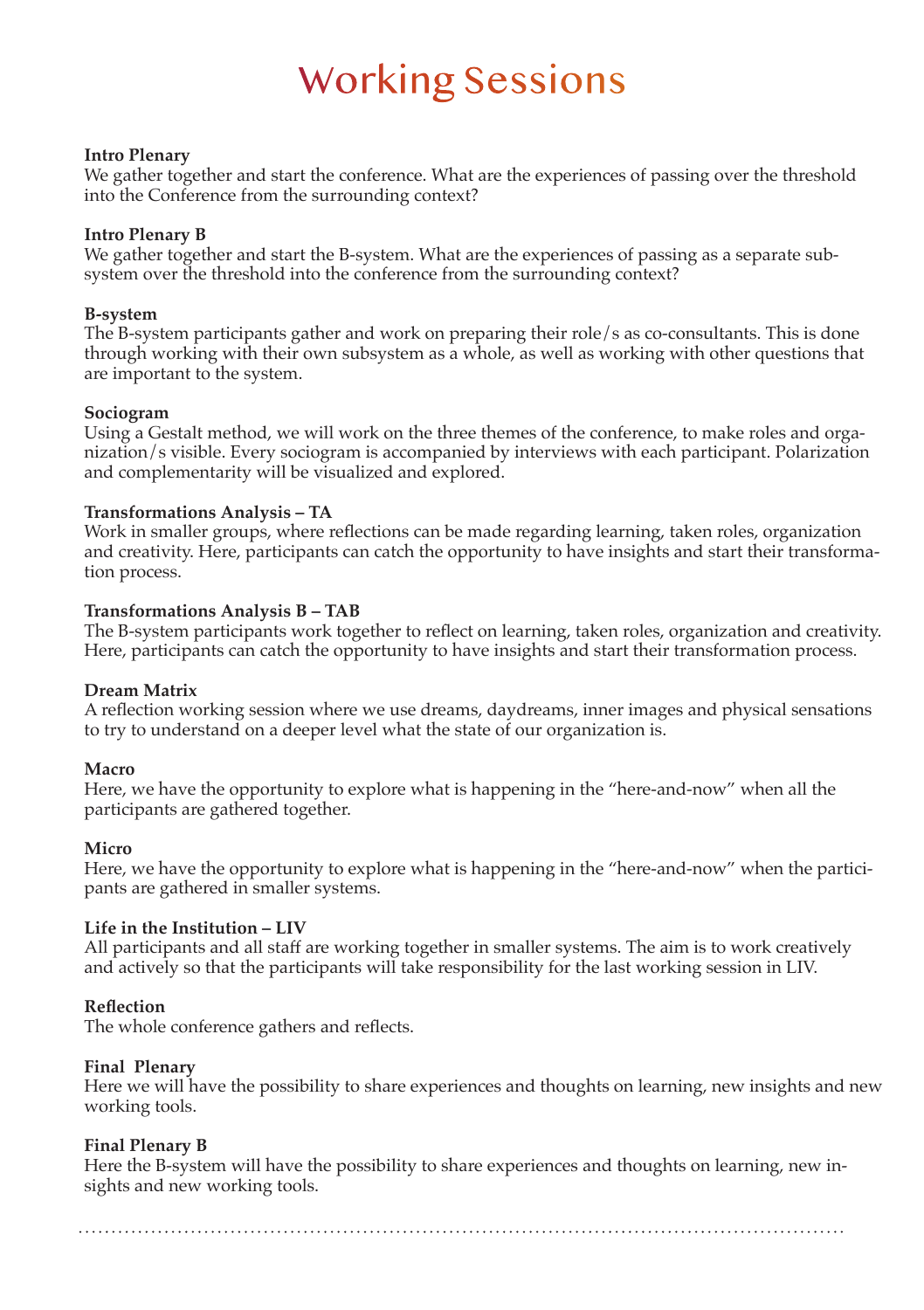# Working Sessions

**Intro Plenary**
We gather together and start the conference. What are the experiences of passing over the threshold into the Conference from the surrounding context?

**Intro Plenary B**
We gather together and start the B-system. What are the experiences of passing as a separate subsystem over the threshold into the conference from the surrounding context?

**B-system**
The B-system participants gather and work on preparing their role/s as co-consultants. This is done through working with their own subsystem as a whole, as well as working with other questions that are important to the system.

**Sociogram**
Using a Gestalt method, we will work on the three themes of the conference, to make roles and organization/s visible. Every sociogram is accompanied by interviews with each participant. Polarization and complementarity will be visualized and explored.

**Transformations Analysis – TA**
Work in smaller groups, where reflections can be made regarding learning, taken roles, organization and creativity. Here, participants can catch the opportunity to have insights and start their transformation process.

**Transformations Analysis B – TAB**
The B-system participants work together to reflect on learning, taken roles, organization and creativity. Here, participants can catch the opportunity to have insights and start their transformation process.

**Dream Matrix**
A reflection working session where we use dreams, daydreams, inner images and physical sensations to try to understand on a deeper level what the state of our organization is.

**Macro**
Here, we have the opportunity to explore what is happening in the "here-and-now" when all the participants are gathered together.

**Micro**
Here, we have the opportunity to explore what is happening in the "here-and-now" when the participants are gathered in smaller systems.

**Life in the Institution – LIV**
All participants and all staff are working together in smaller systems. The aim is to work creatively and actively so that the participants will take responsibility for the last working session in LIV.

**Reflection**
The whole conference gathers and reflects.

**Final Plenary**
Here we will have the possibility to share experiences and thoughts on learning, new insights and new working tools.

**Final Plenary B**
Here the B-system will have the possibility to share experiences and thoughts on learning, new insights and new working tools.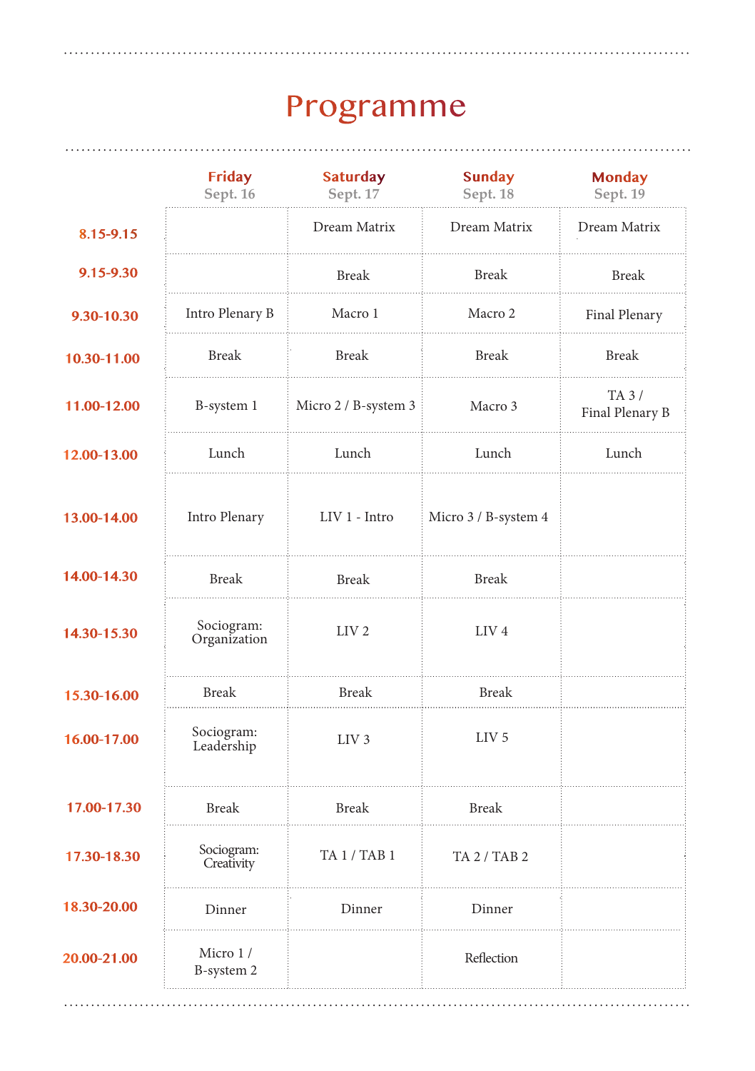# Programme

| | Friday Sept. 16 | Saturday Sept. 17 | Sunday Sept. 18 | Monday Sept. 19 |
|---|---|---|---|---|
| 8.15-9.15 | | Dream Matrix | Dream Matrix | Dream Matrix |
| 9.15-9.30 | | Break | Break | Break |
| 9.30-10.30 | Intro Plenary B | Macro 1 | Macro 2 | Final Plenary |
| 10.30-11.00 | Break | Break | Break | Break |
| 11.00-12.00 | B-system 1 | Micro 2 / B-system 3 | Macro 3 | TA 3 / Final Plenary B |
| 12.00-13.00 | Lunch | Lunch | Lunch | Lunch |
| 13.00-14.00 | Intro Plenary | LIV 1 - Intro | Micro 3 / B-system 4 | |
| 14.00-14.30 | Break | Break | Break | |
| 14.30-15.30 | Sociogram: Organization | LIV 2 | LIV 4 | |
| 15.30-16.00 | Break | Break | Break | |
| 16.00-17.00 | Sociogram: Leadership | LIV 3 | LIV 5 | |
| 17.00-17.30 | Break | Break | Break | |
| 17.30-18.30 | Sociogram: Creativity | TA 1 / TAB 1 | TA 2 / TAB 2 | |
| 18.30-20.00 | Dinner | Dinner | Dinner | |
| 20.00-21.00 | Micro 1 / B-system 2 | | Reflection | |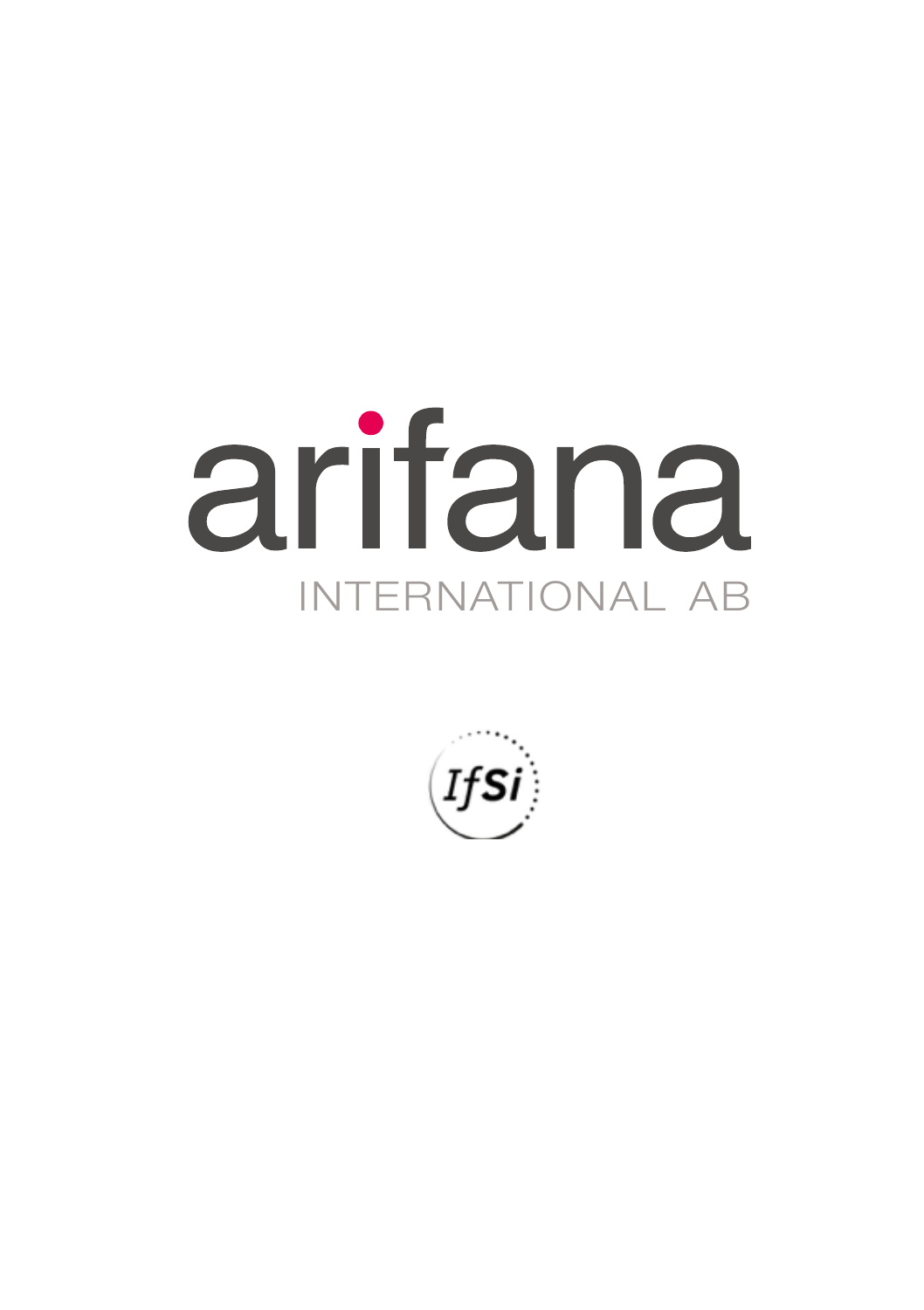arifana

INTERNATIONAL AB

IfSi